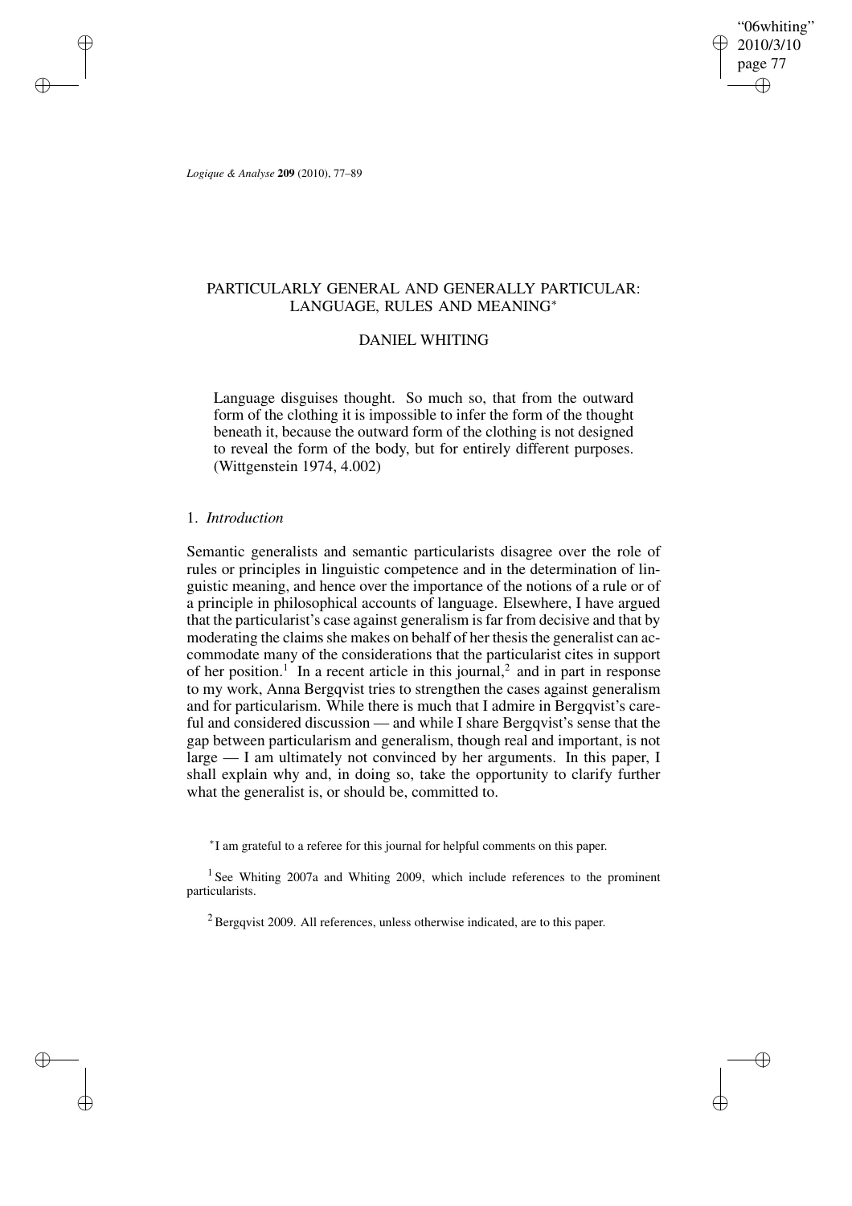# PARTICULARLY GENERAL AND GENERALLY PARTICULAR: LANGUAGE, RULES AND MEANING*

DANIEL WHITING

> Language disguises thought. So much so, that from the outward form of the clothing it is impossible to infer the form of the thought beneath it, because the outward form of the clothing is not designed to reveal the form of the body, but for entirely different purposes. (Wittgenstein 1974, 4.002)

## 1. *Introduction*

Semantic generalists and semantic particularists disagree over the role of rules or principles in linguistic competence and in the determination of linguistic meaning, and hence over the importance of the notions of a rule or of a principle in philosophical accounts of language. Elsewhere, I have argued that the particularist's case against generalism is far from decisive and that by moderating the claims she makes on behalf of her thesis the generalist can accommodate many of the considerations that the particularist cites in support of her position.[1] In a recent article in this journal,[2] and in part in response to my work, Anna Bergqvist tries to strengthen the cases against generalism and for particularism. While there is much that I admire in Bergqvist's careful and considered discussion — and while I share Bergqvist's sense that the gap between particularism and generalism, though real and important, is not large — I am ultimately not convinced by her arguments. In this paper, I shall explain why and, in doing so, take the opportunity to clarify further what the generalist is, or should be, committed to.

*I am grateful to a referee for this journal for helpful comments on this paper.

[1] See Whiting 2007a and Whiting 2009, which include references to the prominent particularists.

[2] Bergqvist 2009. All references, unless otherwise indicated, are to this paper.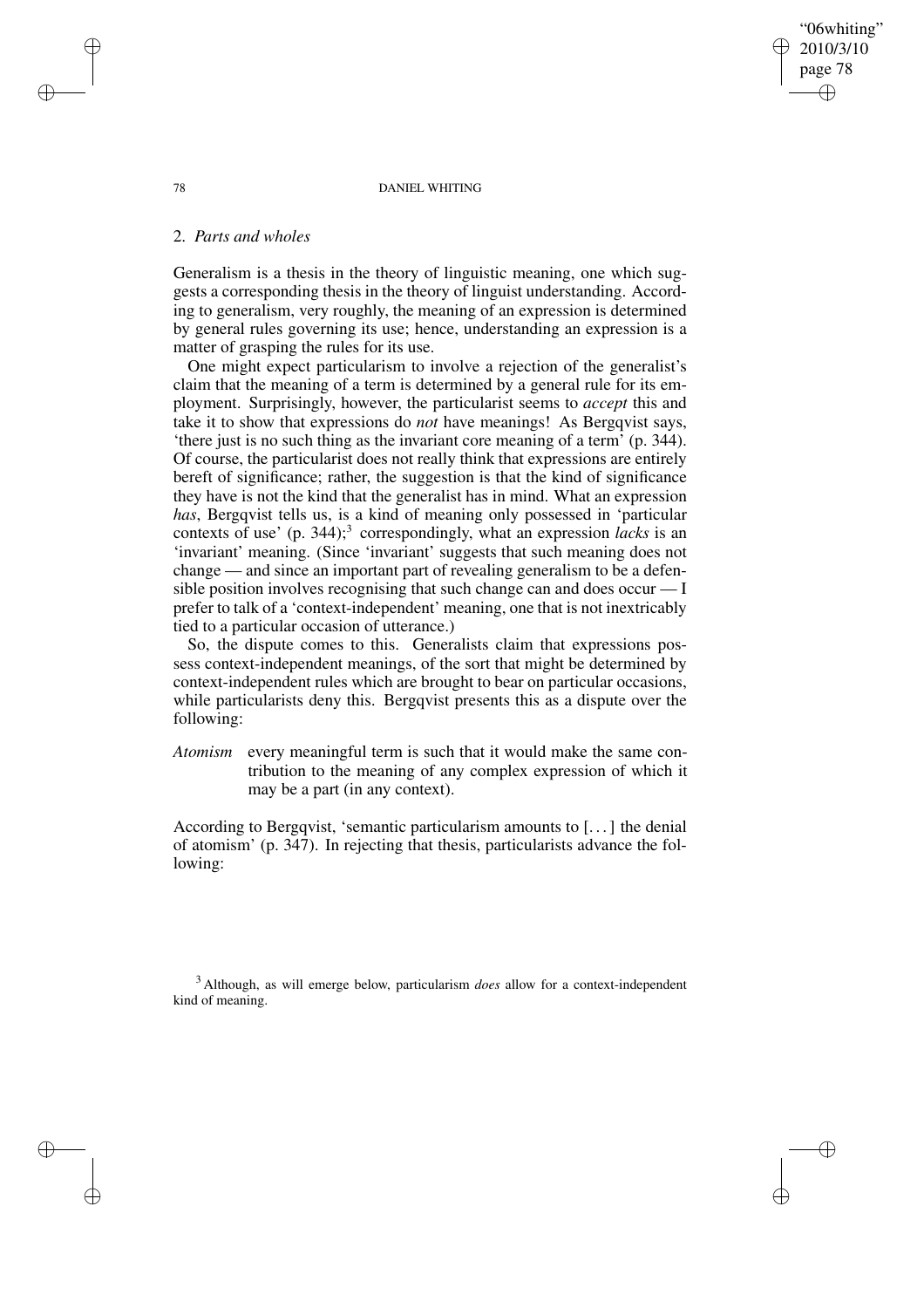## 2. *Parts and wholes*

Generalism is a thesis in the theory of linguistic meaning, one which suggests a corresponding thesis in the theory of linguist understanding. According to generalism, very roughly, the meaning of an expression is determined by general rules governing its use; hence, understanding an expression is a matter of grasping the rules for its use.

One might expect particularism to involve a rejection of the generalist's claim that the meaning of a term is determined by a general rule for its employment. Surprisingly, however, the particularist seems to *accept* this and take it to show that expressions do *not* have meanings! As Bergqvist says, 'there just is no such thing as the invariant core meaning of a term' (p. 344). Of course, the particularist does not really think that expressions are entirely bereft of significance; rather, the suggestion is that the kind of significance they have is not the kind that the generalist has in mind. What an expression *has*, Bergqvist tells us, is a kind of meaning only possessed in 'particular contexts of use' (p. 344);[3] correspondingly, what an expression *lacks* is an 'invariant' meaning. (Since 'invariant' suggests that such meaning does not change — and since an important part of revealing generalism to be a defensible position involves recognising that such change can and does occur — I prefer to talk of a 'context-independent' meaning, one that is not inextricably tied to a particular occasion of utterance.)

So, the dispute comes to this. Generalists claim that expressions possess context-independent meanings, of the sort that might be determined by context-independent rules which are brought to bear on particular occasions, while particularists deny this. Bergqvist presents this as a dispute over the following:

*Atomism* every meaningful term is such that it would make the same contribution to the meaning of any complex expression of which it may be a part (in any context).

According to Bergqvist, 'semantic particularism amounts to [...] the denial of atomism' (p. 347). In rejecting that thesis, particularists advance the following:

[3] Although, as will emerge below, particularism *does* allow for a context-independent kind of meaning.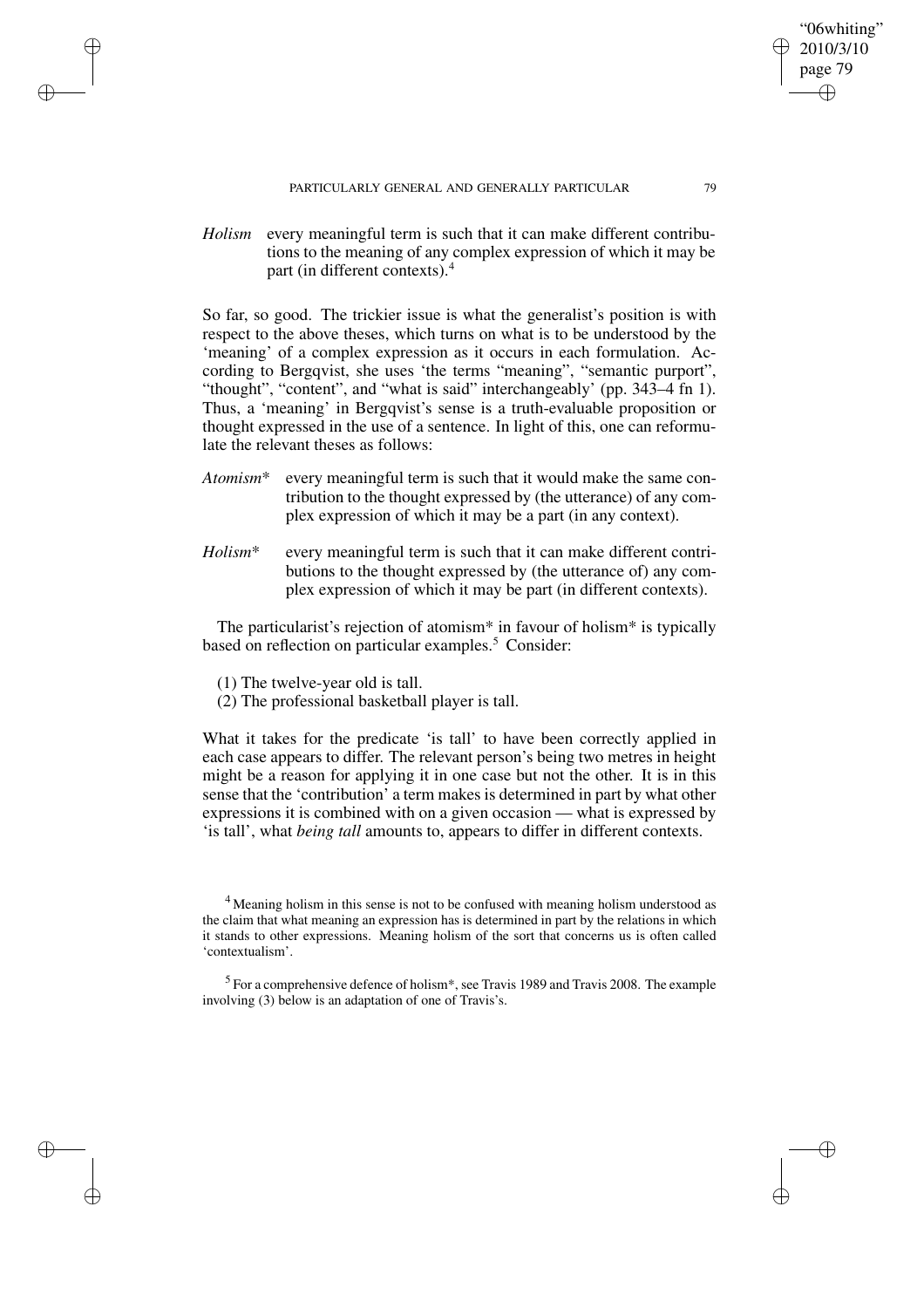*Holism* every meaningful term is such that it can make different contributions to the meaning of any complex expression of which it may be part (in different contexts).[4]

So far, so good. The trickier issue is what the generalist's position is with respect to the above theses, which turns on what is to be understood by the 'meaning' of a complex expression as it occurs in each formulation. According to Bergqvist, she uses 'the terms "meaning", "semantic purport", "thought", "content", and "what is said" interchangeably' (pp. 343–4 fn 1). Thus, a 'meaning' in Bergqvist's sense is a truth-evaluable proposition or thought expressed in the use of a sentence. In light of this, one can reformulate the relevant theses as follows:

*Atomism\** every meaningful term is such that it would make the same contribution to the thought expressed by (the utterance) of any complex expression of which it may be a part (in any context).

*Holism\** every meaningful term is such that it can make different contributions to the thought expressed by (the utterance of) any complex expression of which it may be part (in different contexts).

The particularist's rejection of atomism* in favour of holism* is typically based on reflection on particular examples.[5] Consider:

(1) The twelve-year old is tall.
(2) The professional basketball player is tall.

What it takes for the predicate 'is tall' to have been correctly applied in each case appears to differ. The relevant person's being two metres in height might be a reason for applying it in one case but not the other. It is in this sense that the 'contribution' a term makes is determined in part by what other expressions it is combined with on a given occasion — what is expressed by 'is tall', what *being tall* amounts to, appears to differ in different contexts.

[4] Meaning holism in this sense is not to be confused with meaning holism understood as the claim that what meaning an expression has is determined in part by the relations in which it stands to other expressions. Meaning holism of the sort that concerns us is often called 'contextualism'.

[5] For a comprehensive defence of holism*, see Travis 1989 and Travis 2008. The example involving (3) below is an adaptation of one of Travis's.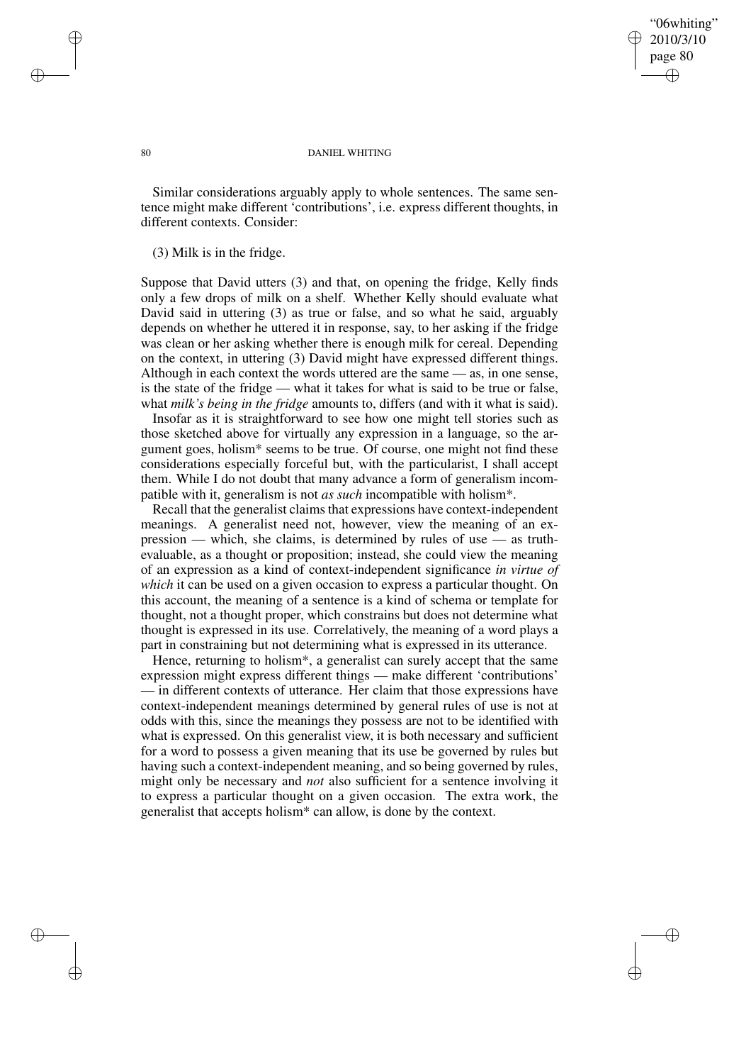Similar considerations arguably apply to whole sentences. The same sentence might make different 'contributions', i.e. express different thoughts, in different contexts. Consider:

(3) Milk is in the fridge.

Suppose that David utters (3) and that, on opening the fridge, Kelly finds only a few drops of milk on a shelf. Whether Kelly should evaluate what David said in uttering (3) as true or false, and so what he said, arguably depends on whether he uttered it in response, say, to her asking if the fridge was clean or her asking whether there is enough milk for cereal. Depending on the context, in uttering (3) David might have expressed different things. Although in each context the words uttered are the same — as, in one sense, is the state of the fridge — what it takes for what is said to be true or false, what *milk's being in the fridge* amounts to, differs (and with it what is said).

Insofar as it is straightforward to see how one might tell stories such as those sketched above for virtually any expression in a language, so the argument goes, holism* seems to be true. Of course, one might not find these considerations especially forceful but, with the particularist, I shall accept them. While I do not doubt that many advance a form of generalism incompatible with it, generalism is not *as such* incompatible with holism*.

Recall that the generalist claims that expressions have context-independent meanings. A generalist need not, however, view the meaning of an expression — which, she claims, is determined by rules of use — as truth-evaluable, as a thought or proposition; instead, she could view the meaning of an expression as a kind of context-independent significance *in virtue of which* it can be used on a given occasion to express a particular thought. On this account, the meaning of a sentence is a kind of schema or template for thought, not a thought proper, which constrains but does not determine what thought is expressed in its use. Correlatively, the meaning of a word plays a part in constraining but not determining what is expressed in its utterance.

Hence, returning to holism*, a generalist can surely accept that the same expression might express different things — make different 'contributions' — in different contexts of utterance. Her claim that those expressions have context-independent meanings determined by general rules of use is not at odds with this, since the meanings they possess are not to be identified with what is expressed. On this generalist view, it is both necessary and sufficient for a word to possess a given meaning that its use be governed by rules but having such a context-independent meaning, and so being governed by rules, might only be necessary and *not* also sufficient for a sentence involving it to express a particular thought on a given occasion. The extra work, the generalist that accepts holism* can allow, is done by the context.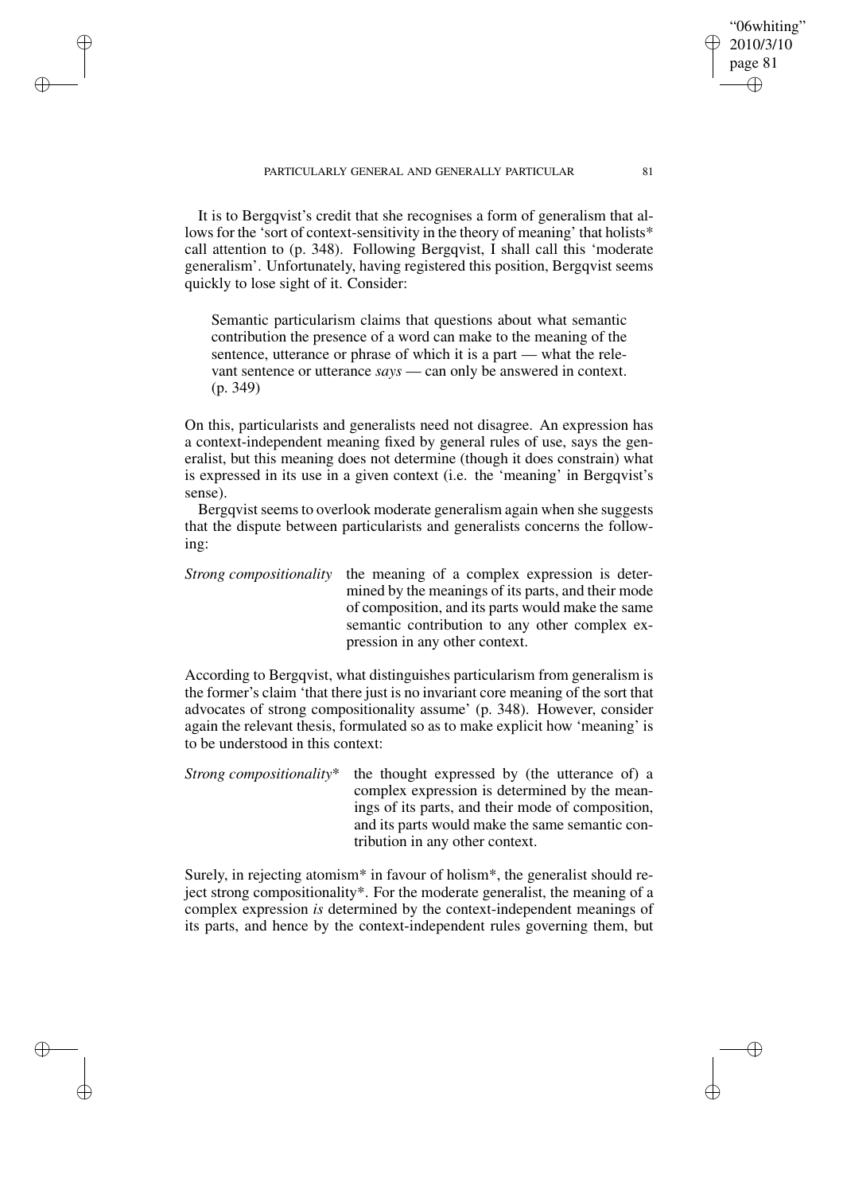It is to Bergqvist's credit that she recognises a form of generalism that allows for the 'sort of context-sensitivity in the theory of meaning' that holists* call attention to (p. 348). Following Bergqvist, I shall call this 'moderate generalism'. Unfortunately, having registered this position, Bergqvist seems quickly to lose sight of it. Consider:

> Semantic particularism claims that questions about what semantic contribution the presence of a word can make to the meaning of the sentence, utterance or phrase of which it is a part — what the relevant sentence or utterance *says* — can only be answered in context. (p. 349)

On this, particularists and generalists need not disagree. An expression has a context-independent meaning fixed by general rules of use, says the generalist, but this meaning does not determine (though it does constrain) what is expressed in its use in a given context (i.e. the 'meaning' in Bergqvist's sense).

Bergqvist seems to overlook moderate generalism again when she suggests that the dispute between particularists and generalists concerns the following:

> *Strong compositionality* the meaning of a complex expression is determined by the meanings of its parts, and their mode of composition, and its parts would make the same semantic contribution to any other complex expression in any other context.

According to Bergqvist, what distinguishes particularism from generalism is the former's claim 'that there just is no invariant core meaning of the sort that advocates of strong compositionality assume' (p. 348). However, consider again the relevant thesis, formulated so as to make explicit how 'meaning' is to be understood in this context:

> *Strong compositionality** the thought expressed by (the utterance of) a complex expression is determined by the meanings of its parts, and their mode of composition, and its parts would make the same semantic contribution in any other context.

Surely, in rejecting atomism* in favour of holism*, the generalist should reject strong compositionality*. For the moderate generalist, the meaning of a complex expression *is* determined by the context-independent meanings of its parts, and hence by the context-independent rules governing them, but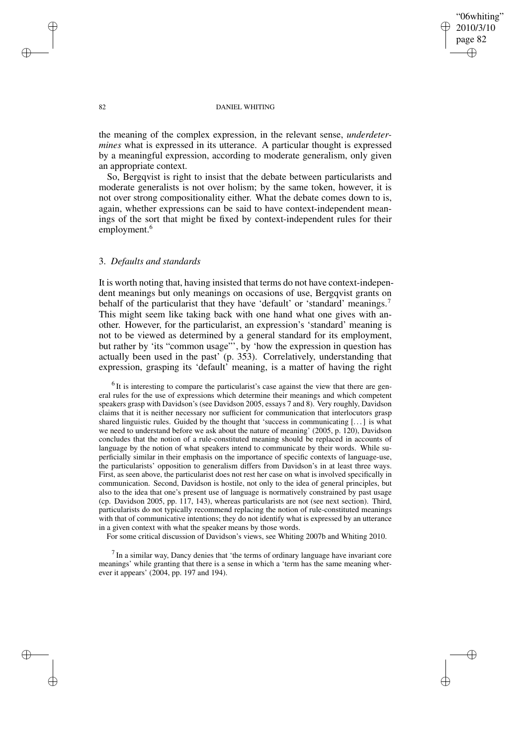the meaning of the complex expression, in the relevant sense, *underdetermines* what is expressed in its utterance. A particular thought is expressed by a meaningful expression, according to moderate generalism, only given an appropriate context.

So, Bergqvist is right to insist that the debate between particularists and moderate generalists is not over holism; by the same token, however, it is not over strong compositionality either. What the debate comes down to is, again, whether expressions can be said to have context-independent meanings of the sort that might be fixed by context-independent rules for their employment.[6]

### 3. *Defaults and standards*

It is worth noting that, having insisted that terms do not have context-independent meanings but only meanings on occasions of use, Bergqvist grants on behalf of the particularist that they have 'default' or 'standard' meanings.[7] This might seem like taking back with one hand what one gives with another. However, for the particularist, an expression's 'standard' meaning is not to be viewed as determined by a general standard for its employment, but rather by 'its "common usage"', by 'how the expression in question has actually been used in the past' (p. 353). Correlatively, understanding that expression, grasping its 'default' meaning, is a matter of having the right

[6] It is interesting to compare the particularist's case against the view that there are general rules for the use of expressions which determine their meanings and which competent speakers grasp with Davidson's (see Davidson 2005, essays 7 and 8). Very roughly, Davidson claims that it is neither necessary nor sufficient for communication that interlocutors grasp shared linguistic rules. Guided by the thought that 'success in communicating [...] is what we need to understand before we ask about the nature of meaning' (2005, p. 120), Davidson concludes that the notion of a rule-constituted meaning should be replaced in accounts of language by the notion of what speakers intend to communicate by their words. While superficially similar in their emphasis on the importance of specific contexts of language-use, the particularists' opposition to generalism differs from Davidson's in at least three ways. First, as seen above, the particularist does not rest her case on what is involved specifically in communication. Second, Davidson is hostile, not only to the idea of general principles, but also to the idea that one's present use of language is normatively constrained by past usage (cp. Davidson 2005, pp. 117, 143), whereas particularists are not (see next section). Third, particularists do not typically recommend replacing the notion of rule-constituted meanings with that of communicative intentions; they do not identify what is expressed by an utterance in a given context with what the speaker means by those words.

For some critical discussion of Davidson's views, see Whiting 2007b and Whiting 2010.

[7] In a similar way, Dancy denies that 'the terms of ordinary language have invariant core meanings' while granting that there is a sense in which a 'term has the same meaning wherever it appears' (2004, pp. 197 and 194).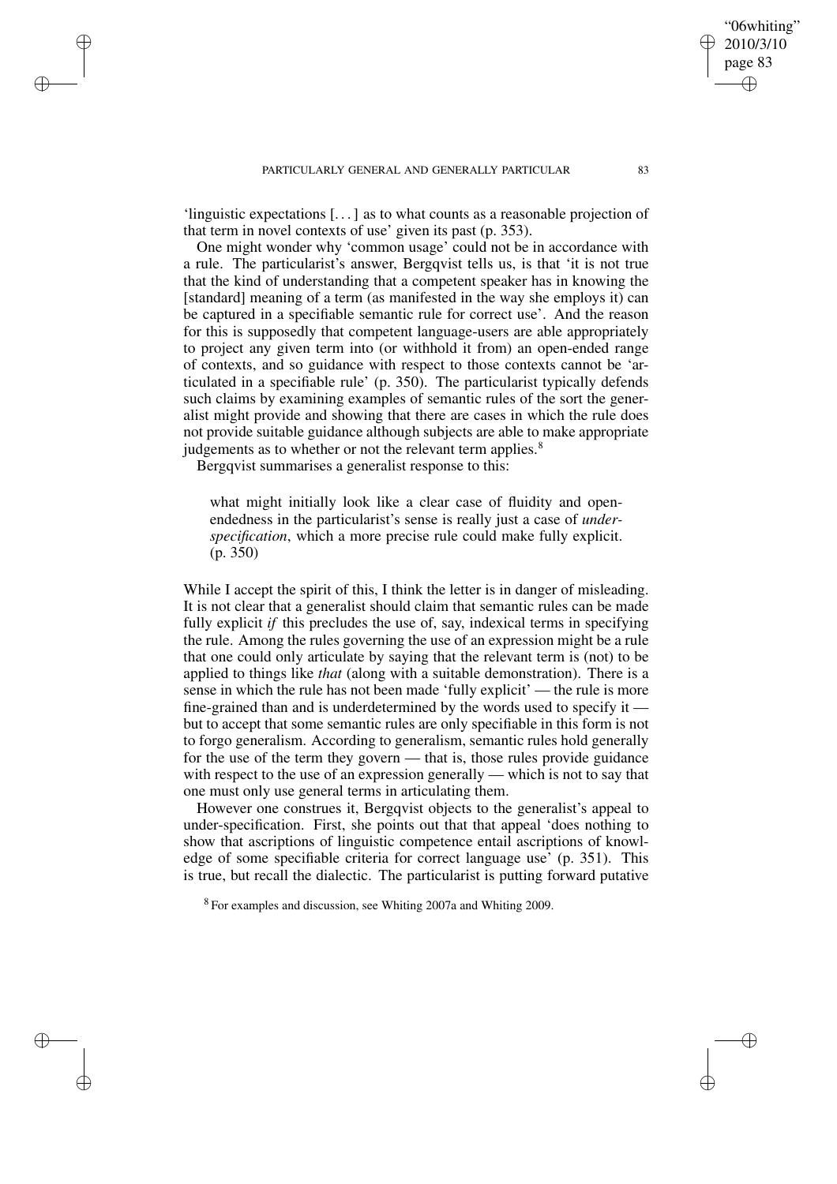'linguistic expectations [. . . ] as to what counts as a reasonable projection of that term in novel contexts of use' given its past (p. 353).

One might wonder why 'common usage' could not be in accordance with a rule. The particularist's answer, Bergqvist tells us, is that 'it is not true that the kind of understanding that a competent speaker has in knowing the [standard] meaning of a term (as manifested in the way she employs it) can be captured in a specifiable semantic rule for correct use'. And the reason for this is supposedly that competent language-users are able appropriately to project any given term into (or withhold it from) an open-ended range of contexts, and so guidance with respect to those contexts cannot be 'articulated in a specifiable rule' (p. 350). The particularist typically defends such claims by examining examples of semantic rules of the sort the generalist might provide and showing that there are cases in which the rule does not provide suitable guidance although subjects are able to make appropriate judgements as to whether or not the relevant term applies.[8]

Bergqvist summarises a generalist response to this:

> what might initially look like a clear case of fluidity and open-endedness in the particularist's sense is really just a case of *under-specification*, which a more precise rule could make fully explicit. (p. 350)

While I accept the spirit of this, I think the letter is in danger of misleading. It is not clear that a generalist should claim that semantic rules can be made fully explicit *if* this precludes the use of, say, indexical terms in specifying the rule. Among the rules governing the use of an expression might be a rule that one could only articulate by saying that the relevant term is (not) to be applied to things like *that* (along with a suitable demonstration). There is a sense in which the rule has not been made 'fully explicit' — the rule is more fine-grained than and is underdetermined by the words used to specify it — but to accept that some semantic rules are only specifiable in this form is not to forgo generalism. According to generalism, semantic rules hold generally for the use of the term they govern — that is, those rules provide guidance with respect to the use of an expression generally — which is not to say that one must only use general terms in articulating them.

However one construes it, Bergqvist objects to the generalist's appeal to under-specification. First, she points out that that appeal 'does nothing to show that ascriptions of linguistic competence entail ascriptions of knowledge of some specifiable criteria for correct language use' (p. 351). This is true, but recall the dialectic. The particularist is putting forward putative

[8] For examples and discussion, see Whiting 2007a and Whiting 2009.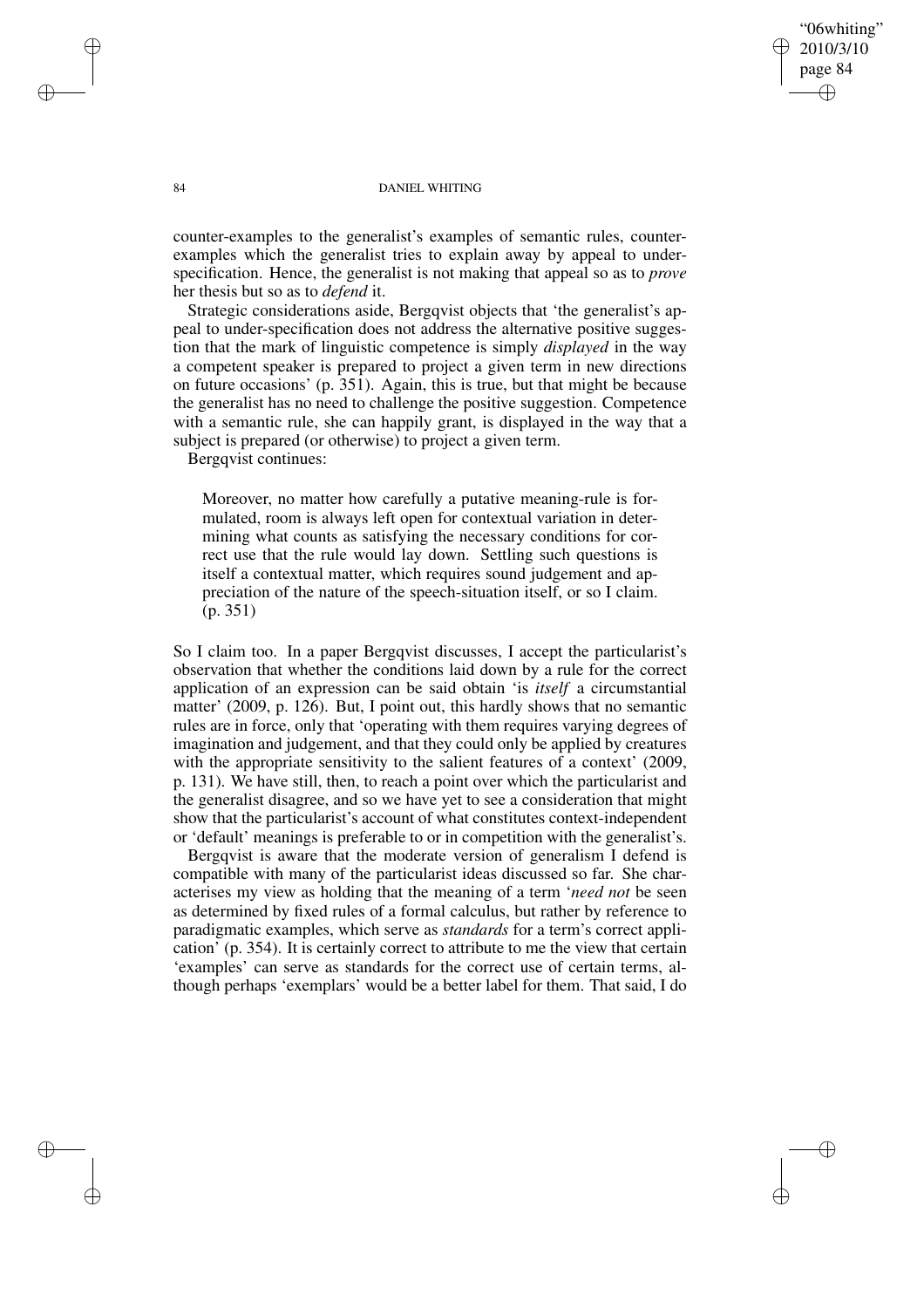counter-examples to the generalist's examples of semantic rules, counter-examples which the generalist tries to explain away by appeal to under-specification. Hence, the generalist is not making that appeal so as to *prove* her thesis but so as to *defend* it.

Strategic considerations aside, Bergqvist objects that 'the generalist's appeal to under-specification does not address the alternative positive suggestion that the mark of linguistic competence is simply *displayed* in the way a competent speaker is prepared to project a given term in new directions on future occasions' (p. 351). Again, this is true, but that might be because the generalist has no need to challenge the positive suggestion. Competence with a semantic rule, she can happily grant, is displayed in the way that a subject is prepared (or otherwise) to project a given term.

Bergqvist continues:

> Moreover, no matter how carefully a putative meaning-rule is formulated, room is always left open for contextual variation in determining what counts as satisfying the necessary conditions for correct use that the rule would lay down. Settling such questions is itself a contextual matter, which requires sound judgement and appreciation of the nature of the speech-situation itself, or so I claim. (p. 351)

So I claim too. In a paper Bergqvist discusses, I accept the particularist's observation that whether the conditions laid down by a rule for the correct application of an expression can be said obtain 'is *itself* a circumstantial matter' (2009, p. 126). But, I point out, this hardly shows that no semantic rules are in force, only that 'operating with them requires varying degrees of imagination and judgement, and that they could only be applied by creatures with the appropriate sensitivity to the salient features of a context' (2009, p. 131). We have still, then, to reach a point over which the particularist and the generalist disagree, and so we have yet to see a consideration that might show that the particularist's account of what constitutes context-independent or 'default' meanings is preferable to or in competition with the generalist's.

Bergqvist is aware that the moderate version of generalism I defend is compatible with many of the particularist ideas discussed so far. She characterises my view as holding that the meaning of a term '*need not* be seen as determined by fixed rules of a formal calculus, but rather by reference to paradigmatic examples, which serve as *standards* for a term's correct application' (p. 354). It is certainly correct to attribute to me the view that certain 'examples' can serve as standards for the correct use of certain terms, although perhaps 'exemplars' would be a better label for them. That said, I do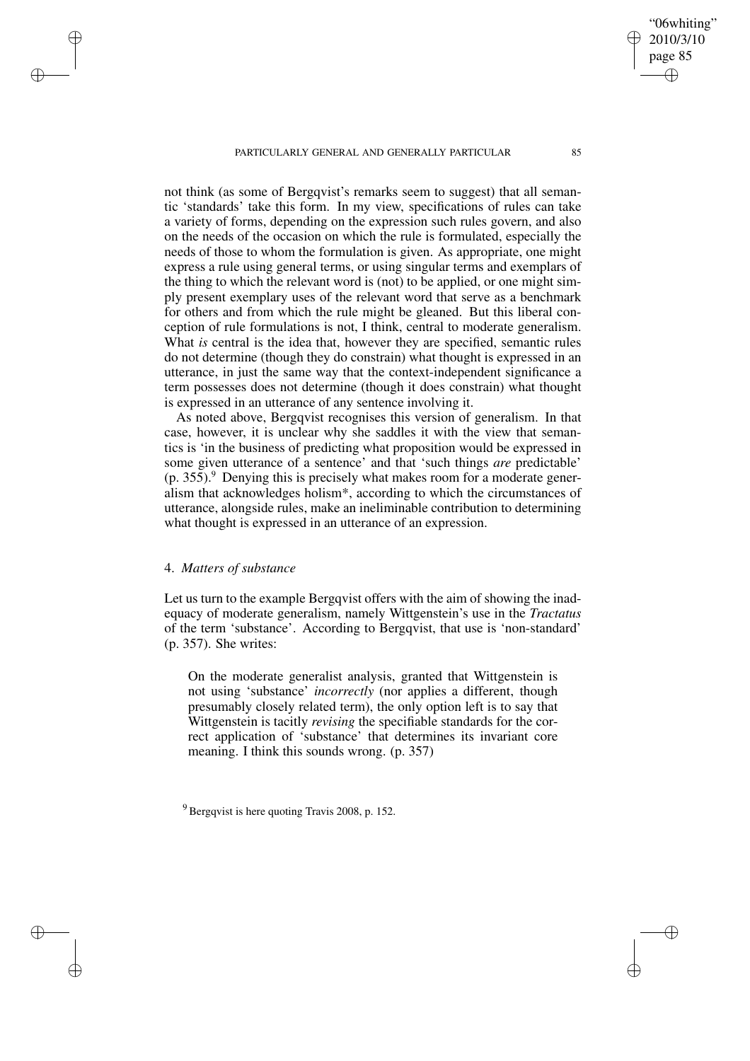not think (as some of Bergqvist's remarks seem to suggest) that all semantic 'standards' take this form. In my view, specifications of rules can take a variety of forms, depending on the expression such rules govern, and also on the needs of the occasion on which the rule is formulated, especially the needs of those to whom the formulation is given. As appropriate, one might express a rule using general terms, or using singular terms and exemplars of the thing to which the relevant word is (not) to be applied, or one might simply present exemplary uses of the relevant word that serve as a benchmark for others and from which the rule might be gleaned. But this liberal conception of rule formulations is not, I think, central to moderate generalism. What *is* central is the idea that, however they are specified, semantic rules do not determine (though they do constrain) what thought is expressed in an utterance, in just the same way that the context-independent significance a term possesses does not determine (though it does constrain) what thought is expressed in an utterance of any sentence involving it.

As noted above, Bergqvist recognises this version of generalism. In that case, however, it is unclear why she saddles it with the view that semantics is 'in the business of predicting what proposition would be expressed in some given utterance of a sentence' and that 'such things *are* predictable' (p. 355).[9] Denying this is precisely what makes room for a moderate generalism that acknowledges holism*, according to which the circumstances of utterance, alongside rules, make an ineliminable contribution to determining what thought is expressed in an utterance of an expression.

## 4. *Matters of substance*

Let us turn to the example Bergqvist offers with the aim of showing the inadequacy of moderate generalism, namely Wittgenstein's use in the *Tractatus* of the term 'substance'. According to Bergqvist, that use is 'non-standard' (p. 357). She writes:

> On the moderate generalist analysis, granted that Wittgenstein is not using 'substance' *incorrectly* (nor applies a different, though presumably closely related term), the only option left is to say that Wittgenstein is tacitly *revising* the specifiable standards for the correct application of 'substance' that determines its invariant core meaning. I think this sounds wrong. (p. 357)

[9] Bergqvist is here quoting Travis 2008, p. 152.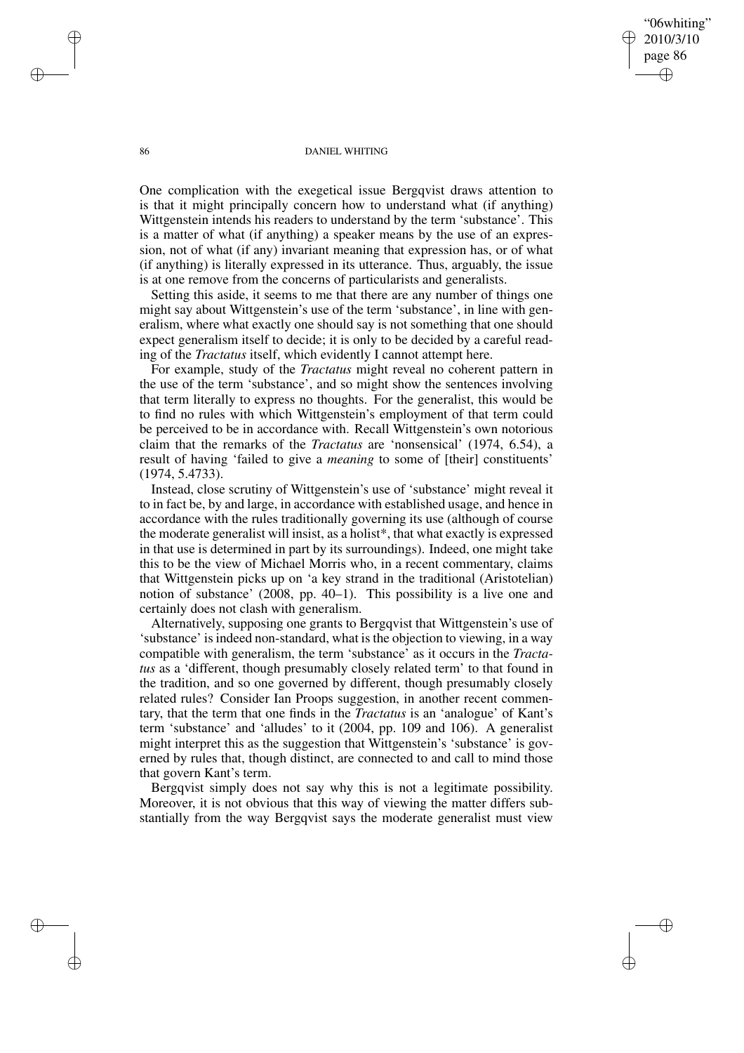One complication with the exegetical issue Bergqvist draws attention to is that it might principally concern how to understand what (if anything) Wittgenstein intends his readers to understand by the term 'substance'. This is a matter of what (if anything) a speaker means by the use of an expression, not of what (if any) invariant meaning that expression has, or of what (if anything) is literally expressed in its utterance. Thus, arguably, the issue is at one remove from the concerns of particularists and generalists.

Setting this aside, it seems to me that there are any number of things one might say about Wittgenstein's use of the term 'substance', in line with generalism, where what exactly one should say is not something that one should expect generalism itself to decide; it is only to be decided by a careful reading of the *Tractatus* itself, which evidently I cannot attempt here.

For example, study of the *Tractatus* might reveal no coherent pattern in the use of the term 'substance', and so might show the sentences involving that term literally to express no thoughts. For the generalist, this would be to find no rules with which Wittgenstein's employment of that term could be perceived to be in accordance with. Recall Wittgenstein's own notorious claim that the remarks of the *Tractatus* are 'nonsensical' (1974, 6.54), a result of having 'failed to give a *meaning* to some of [their] constituents' (1974, 5.4733).

Instead, close scrutiny of Wittgenstein's use of 'substance' might reveal it to in fact be, by and large, in accordance with established usage, and hence in accordance with the rules traditionally governing its use (although of course the moderate generalist will insist, as a holist*, that what exactly is expressed in that use is determined in part by its surroundings). Indeed, one might take this to be the view of Michael Morris who, in a recent commentary, claims that Wittgenstein picks up on 'a key strand in the traditional (Aristotelian) notion of substance' (2008, pp. 40–1). This possibility is a live one and certainly does not clash with generalism.

Alternatively, supposing one grants to Bergqvist that Wittgenstein's use of 'substance' is indeed non-standard, what is the objection to viewing, in a way compatible with generalism, the term 'substance' as it occurs in the *Tractatus* as a 'different, though presumably closely related term' to that found in the tradition, and so one governed by different, though presumably closely related rules? Consider Ian Proops suggestion, in another recent commentary, that the term that one finds in the *Tractatus* is an 'analogue' of Kant's term 'substance' and 'alludes' to it (2004, pp. 109 and 106). A generalist might interpret this as the suggestion that Wittgenstein's 'substance' is governed by rules that, though distinct, are connected to and call to mind those that govern Kant's term.

Bergqvist simply does not say why this is not a legitimate possibility. Moreover, it is not obvious that this way of viewing the matter differs substantially from the way Bergqvist says the moderate generalist must view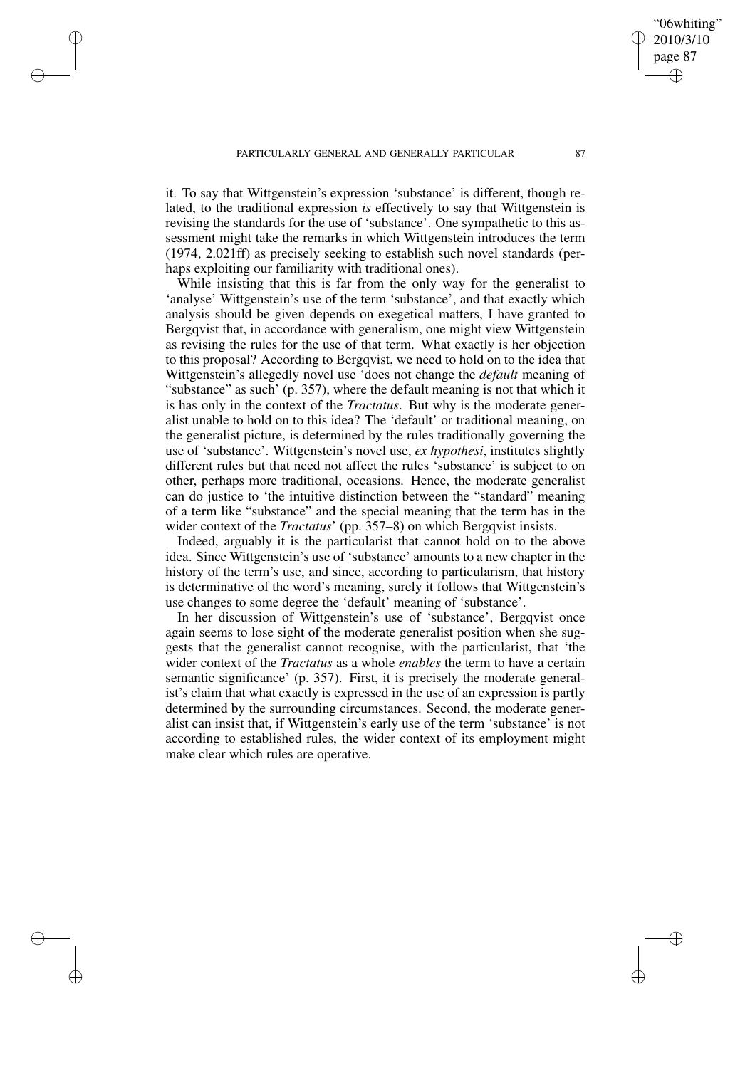it. To say that Wittgenstein's expression 'substance' is different, though related, to the traditional expression *is* effectively to say that Wittgenstein is revising the standards for the use of 'substance'. One sympathetic to this assessment might take the remarks in which Wittgenstein introduces the term (1974, 2.021ff) as precisely seeking to establish such novel standards (perhaps exploiting our familiarity with traditional ones).

While insisting that this is far from the only way for the generalist to 'analyse' Wittgenstein's use of the term 'substance', and that exactly which analysis should be given depends on exegetical matters, I have granted to Bergqvist that, in accordance with generalism, one might view Wittgenstein as revising the rules for the use of that term. What exactly is her objection to this proposal? According to Bergqvist, we need to hold on to the idea that Wittgenstein's allegedly novel use 'does not change the *default* meaning of "substance" as such' (p. 357), where the default meaning is not that which it is has only in the context of the *Tractatus*. But why is the moderate generalist unable to hold on to this idea? The 'default' or traditional meaning, on the generalist picture, is determined by the rules traditionally governing the use of 'substance'. Wittgenstein's novel use, *ex hypothesi*, institutes slightly different rules but that need not affect the rules 'substance' is subject to on other, perhaps more traditional, occasions. Hence, the moderate generalist can do justice to 'the intuitive distinction between the "standard" meaning of a term like "substance" and the special meaning that the term has in the wider context of the *Tractatus*' (pp. 357–8) on which Bergqvist insists.

Indeed, arguably it is the particularist that cannot hold on to the above idea. Since Wittgenstein's use of 'substance' amounts to a new chapter in the history of the term's use, and since, according to particularism, that history is determinative of the word's meaning, surely it follows that Wittgenstein's use changes to some degree the 'default' meaning of 'substance'.

In her discussion of Wittgenstein's use of 'substance', Bergqvist once again seems to lose sight of the moderate generalist position when she suggests that the generalist cannot recognise, with the particularist, that 'the wider context of the *Tractatus* as a whole *enables* the term to have a certain semantic significance' (p. 357). First, it is precisely the moderate generalist's claim that what exactly is expressed in the use of an expression is partly determined by the surrounding circumstances. Second, the moderate generalist can insist that, if Wittgenstein's early use of the term 'substance' is not according to established rules, the wider context of its employment might make clear which rules are operative.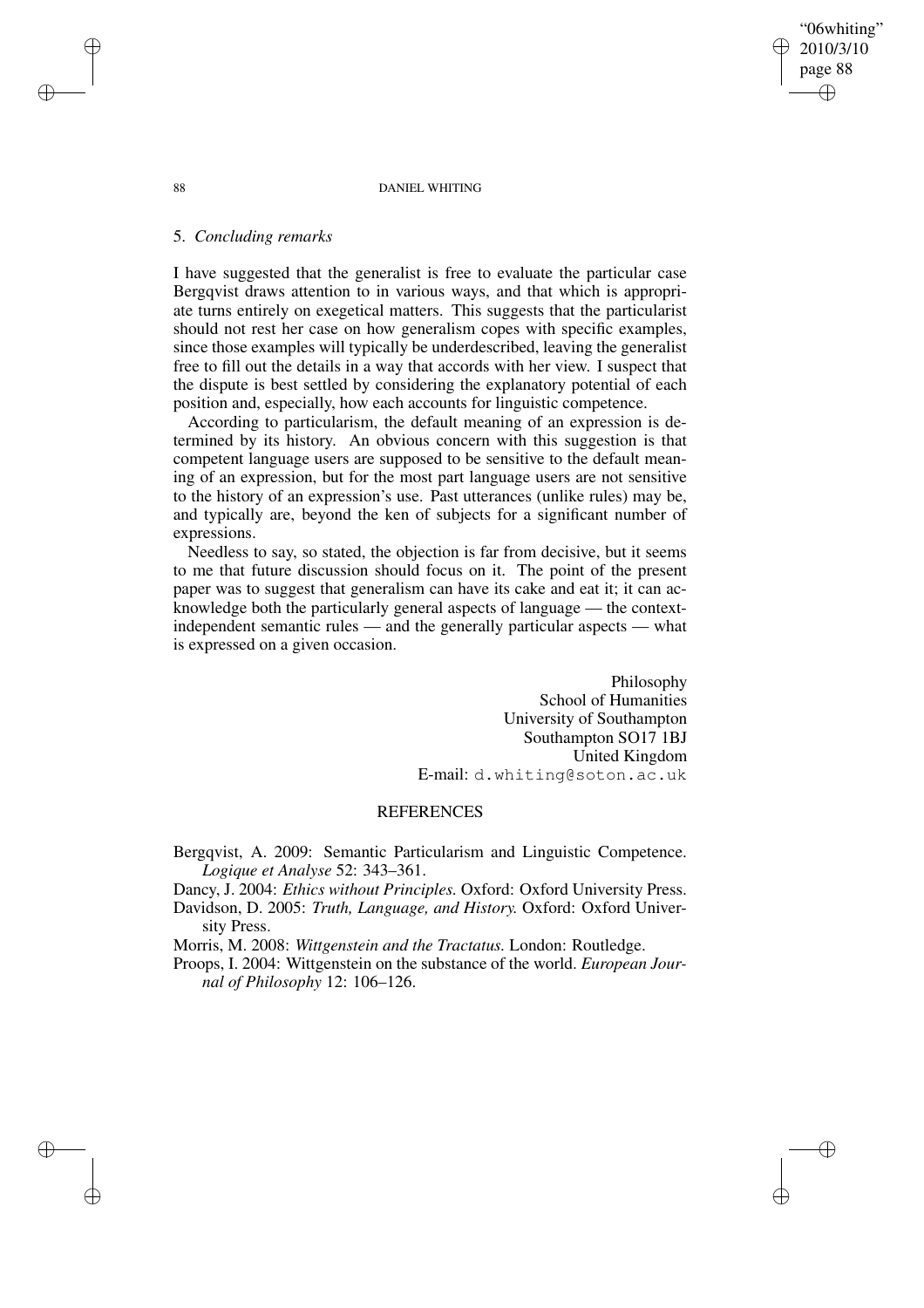## 5. *Concluding remarks*

I have suggested that the generalist is free to evaluate the particular case Bergqvist draws attention to in various ways, and that which is appropriate turns entirely on exegetical matters. This suggests that the particularist should not rest her case on how generalism copes with specific examples, since those examples will typically be underdescribed, leaving the generalist free to fill out the details in a way that accords with her view. I suspect that the dispute is best settled by considering the explanatory potential of each position and, especially, how each accounts for linguistic competence.

According to particularism, the default meaning of an expression is determined by its history. An obvious concern with this suggestion is that competent language users are supposed to be sensitive to the default meaning of an expression, but for the most part language users are not sensitive to the history of an expression's use. Past utterances (unlike rules) may be, and typically are, beyond the ken of subjects for a significant number of expressions.

Needless to say, so stated, the objection is far from decisive, but it seems to me that future discussion should focus on it. The point of the present paper was to suggest that generalism can have its cake and eat it; it can acknowledge both the particularly general aspects of language — the context-independent semantic rules — and the generally particular aspects — what is expressed on a given occasion.

Philosophy
School of Humanities
University of Southampton
Southampton SO17 1BJ
United Kingdom
E-mail: d.whiting@soton.ac.uk

## REFERENCES

Bergqvist, A. 2009: Semantic Particularism and Linguistic Competence. *Logique et Analyse* 52: 343–361.

Dancy, J. 2004: *Ethics without Principles.* Oxford: Oxford University Press.

Davidson, D. 2005: *Truth, Language, and History.* Oxford: Oxford University Press.

Morris, M. 2008: *Wittgenstein and the Tractatus.* London: Routledge.

Proops, I. 2004: Wittgenstein on the substance of the world. *European Journal of Philosophy* 12: 106–126.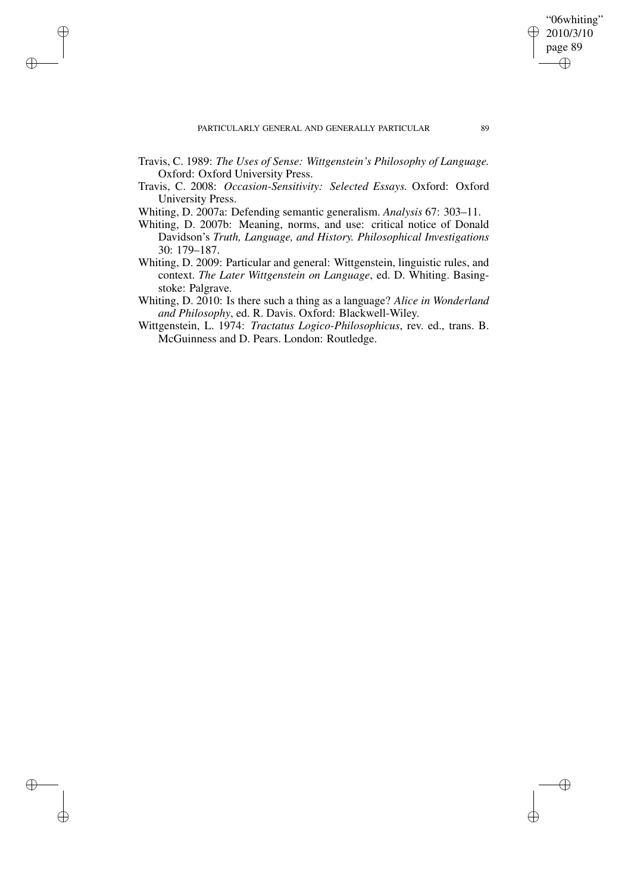Travis, C. 1989: *The Uses of Sense: Wittgenstein's Philosophy of Language.* Oxford: Oxford University Press.

Travis, C. 2008: *Occasion-Sensitivity: Selected Essays.* Oxford: Oxford University Press.

Whiting, D. 2007a: Defending semantic generalism. *Analysis* 67: 303–11.

Whiting, D. 2007b: Meaning, norms, and use: critical notice of Donald Davidson's *Truth, Language, and History. Philosophical Investigations* 30: 179–187.

Whiting, D. 2009: Particular and general: Wittgenstein, linguistic rules, and context. *The Later Wittgenstein on Language*, ed. D. Whiting. Basingstoke: Palgrave.

Whiting, D. 2010: Is there such a thing as a language? *Alice in Wonderland and Philosophy*, ed. R. Davis. Oxford: Blackwell-Wiley.

Wittgenstein, L. 1974: *Tractatus Logico-Philosophicus*, rev. ed., trans. B. McGuinness and D. Pears. London: Routledge.